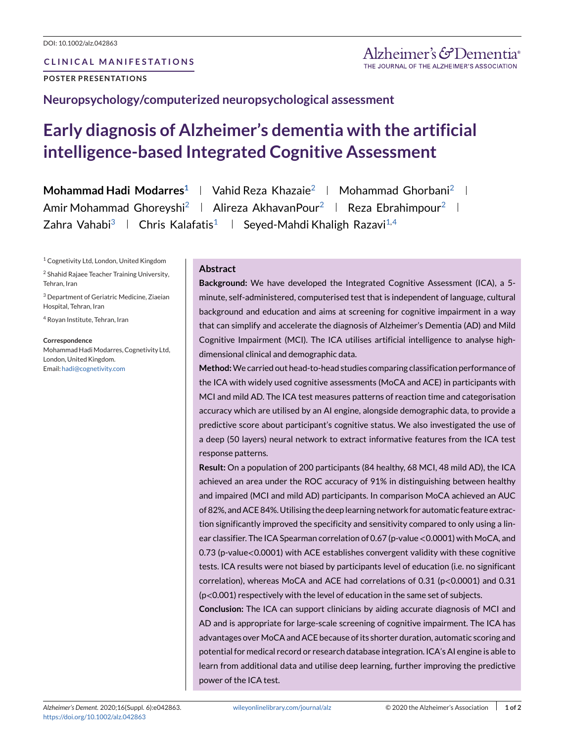DOI: 10.1002/alz.042863

CLINICAL MANIFESTATIONS

POSTER PRESENTATIONS

## Neuropsychology/computerized neuropsychological assessment

# Early diagnosis of Alzheimer's dementia with the artificial intelligence-based Integrated Cognitive Assessment

**Mohammad Hadi Modarres**[1] | Vahid Reza Khazaie[2] | Mohammad Ghorbani[2] | Amir Mohammad Ghoreyshi[2] | Alireza AkhavanPour[2] | Reza Ebrahimpour[2] | Zahra Vahabi[3] | Chris Kalafatis[1] | Seyed-Mahdi Khaligh Razavi[1,4]

[1] Cognetivity Ltd, London, United Kingdom

[2] Shahid Rajaee Teacher Training University, Tehran, Iran

[3] Department of Geriatric Medicine, Ziaeian Hospital, Tehran, Iran

[4] Royan Institute, Tehran, Iran

**Correspondence**
Mohammad Hadi Modarres, Cognetivity Ltd, London, United Kingdom.
Email: hadi@cognetivity.com

### Abstract

**Background:** We have developed the Integrated Cognitive Assessment (ICA), a 5-minute, self-administered, computerised test that is independent of language, cultural background and education and aims at screening for cognitive impairment in a way that can simplify and accelerate the diagnosis of Alzheimer's Dementia (AD) and Mild Cognitive Impairment (MCI). The ICA utilises artificial intelligence to analyse high-dimensional clinical and demographic data.

**Method:** We carried out head-to-head studies comparing classification performance of the ICA with widely used cognitive assessments (MoCA and ACE) in participants with MCI and mild AD. The ICA test measures patterns of reaction time and categorisation accuracy which are utilised by an AI engine, alongside demographic data, to provide a predictive score about participant's cognitive status. We also investigated the use of a deep (50 layers) neural network to extract informative features from the ICA test response patterns.

**Result:** On a population of 200 participants (84 healthy, 68 MCI, 48 mild AD), the ICA achieved an area under the ROC accuracy of 91% in distinguishing between healthy and impaired (MCI and mild AD) participants. In comparison MoCA achieved an AUC of 82%, and ACE 84%. Utilising the deep learning network for automatic feature extraction significantly improved the specificity and sensitivity compared to only using a linear classifier. The ICA Spearman correlation of 0.67 (p-value <0.0001) with MoCA, and 0.73 (p-value<0.0001) with ACE establishes convergent validity with these cognitive tests. ICA results were not biased by participants level of education (i.e. no significant correlation), whereas MoCA and ACE had correlations of 0.31 (p<0.0001) and 0.31 (p<0.001) respectively with the level of education in the same set of subjects.

**Conclusion:** The ICA can support clinicians by aiding accurate diagnosis of MCI and AD and is appropriate for large-scale screening of cognitive impairment. The ICA has advantages over MoCA and ACE because of its shorter duration, automatic scoring and potential for medical record or research database integration. ICA's AI engine is able to learn from additional data and utilise deep learning, further improving the predictive power of the ICA test.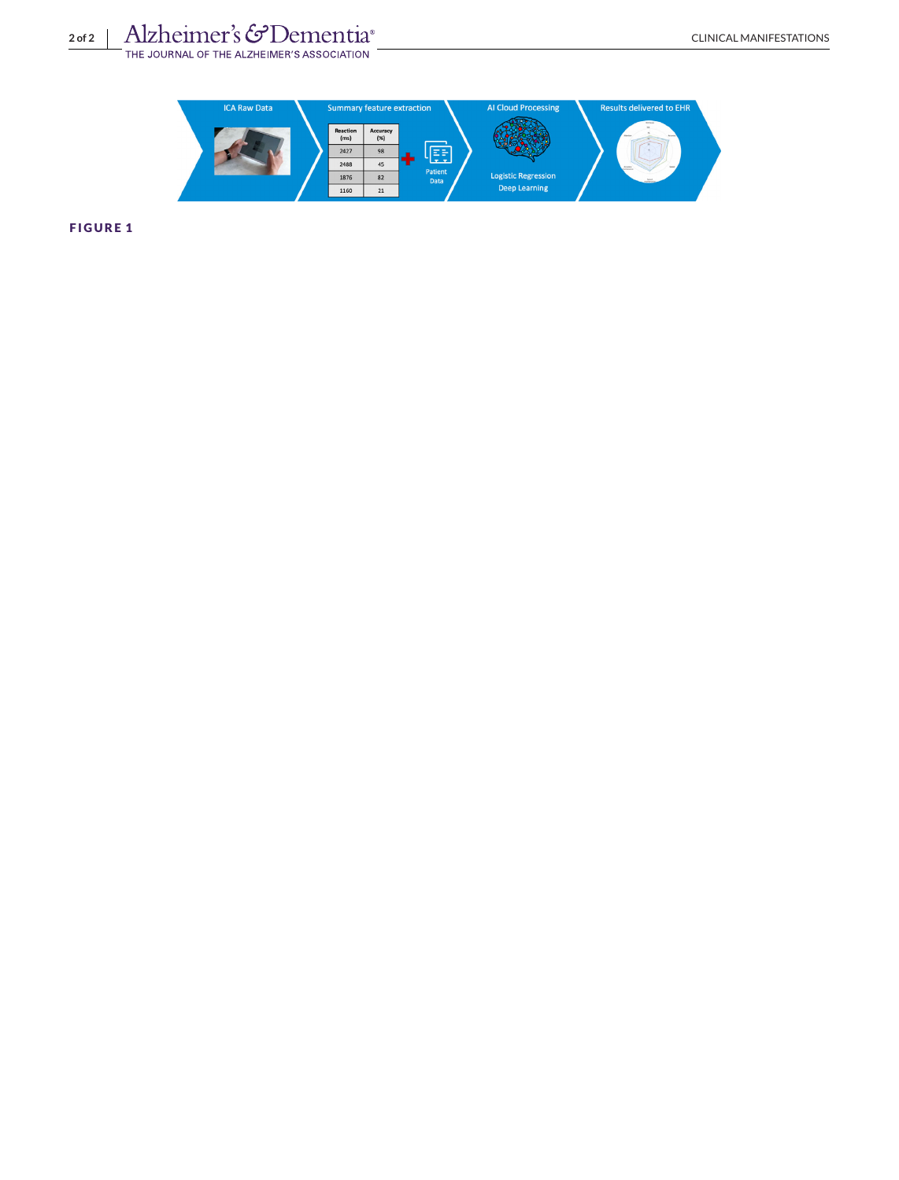ICA Raw Data

Summary feature extraction

| Reaction (ms) | Accuracy (%) |
| --- | --- |
| 2427 | 98 |
| 2488 | 45 |
| 1876 | 82 |
| 1160 | 21 |

Patient Data

AI Cloud Processing

Logistic Regression

Deep Learning

Results delivered to EHR

**FIGURE 1**